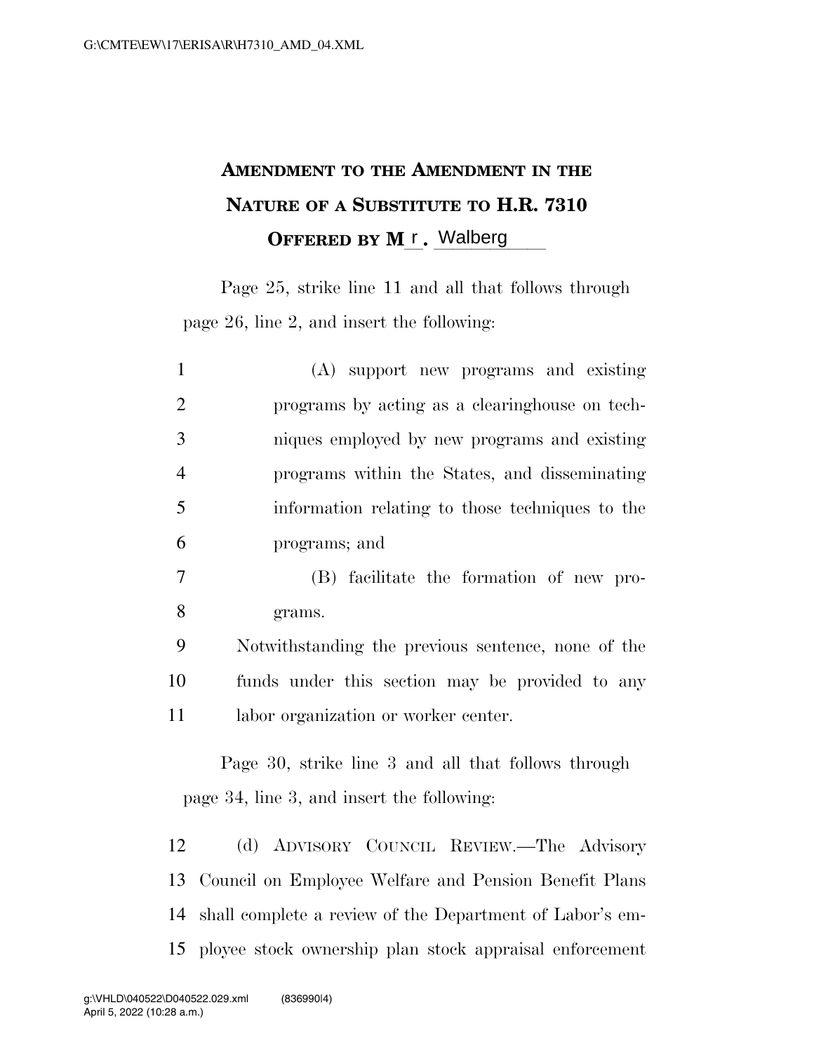# Amendment to the Amendment in the Nature of a Substitute to H.R. 7310

**Offered by Mr. Walberg**

Page 25, strike line 11 and all that follows through page 26, line 2, and insert the following:

(A) support new programs and existing programs by acting as a clearinghouse on techniques employed by new programs and existing programs within the States, and disseminating information relating to those techniques to the programs; and

(B) facilitate the formation of new programs.

Notwithstanding the previous sentence, none of the funds under this section may be provided to any labor organization or worker center.

Page 30, strike line 3 and all that follows through page 34, line 3, and insert the following:

(d) Advisory Council Review.—The Advisory Council on Employee Welfare and Pension Benefit Plans shall complete a review of the Department of Labor's employee stock ownership plan stock appraisal enforcement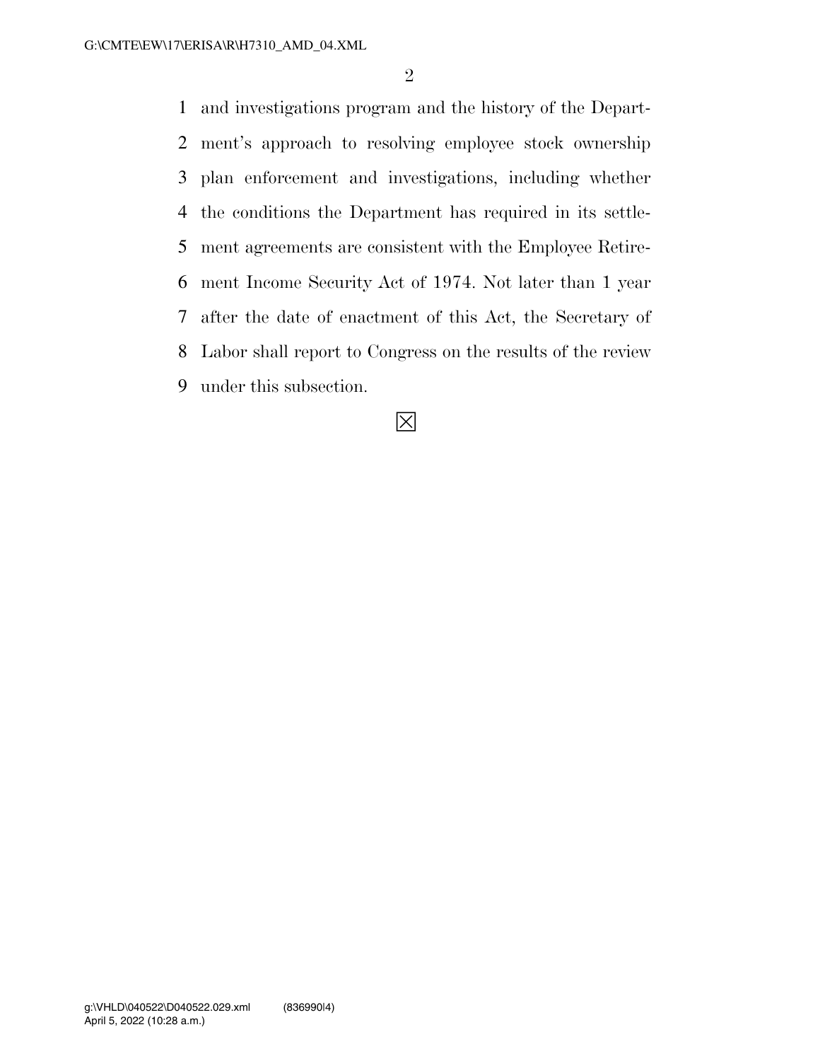and investigations program and the history of the Department's approach to resolving employee stock ownership plan enforcement and investigations, including whether the conditions the Department has required in its settlement agreements are consistent with the Employee Retirement Income Security Act of 1974. Not later than 1 year after the date of enactment of this Act, the Secretary of Labor shall report to Congress on the results of the review under this subsection.